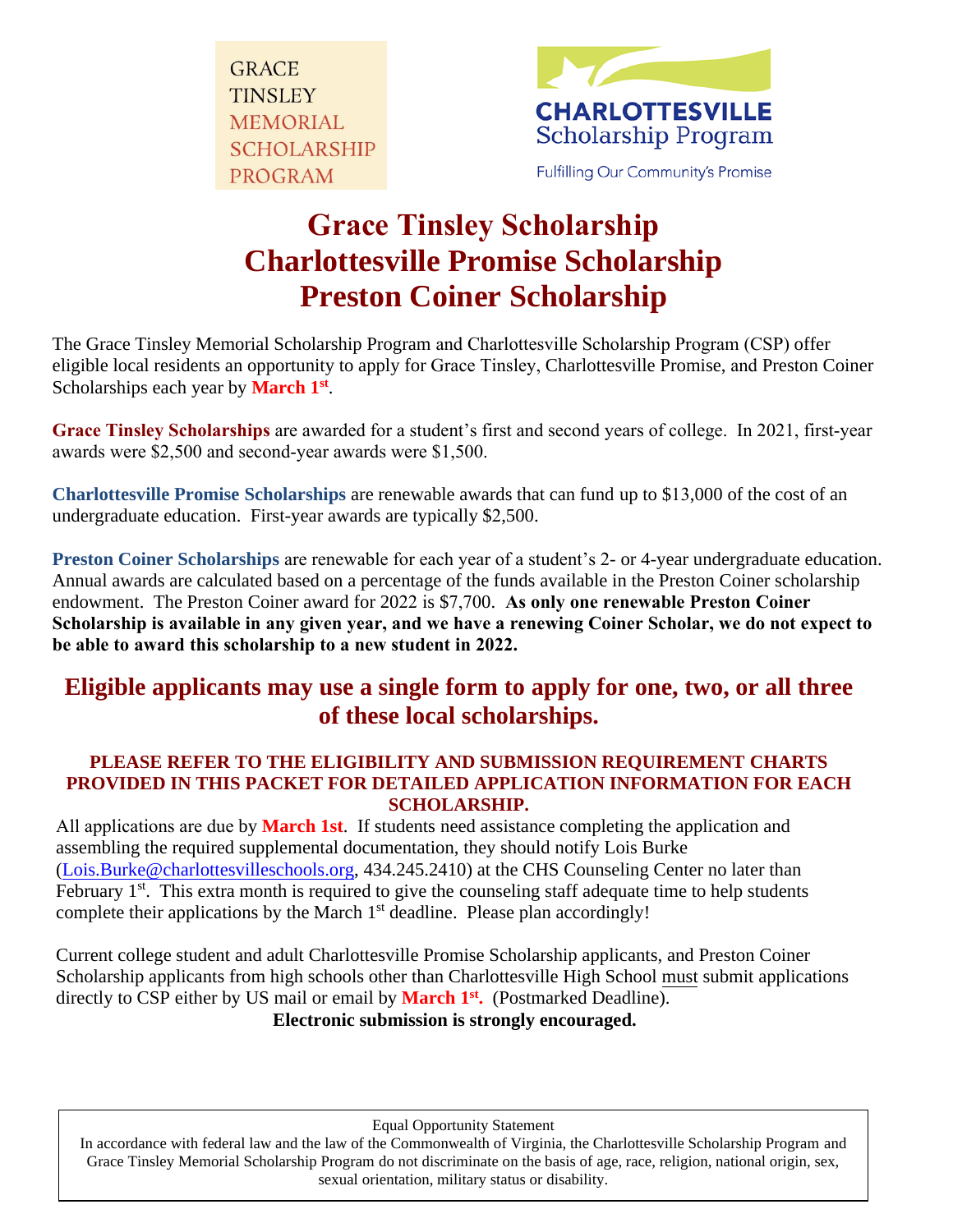GRACE TINSLEY MEMORIAL SCHOLARSHIP PROGRAM

CHARLOTTESVILLE Scholarship Program

Fulfilling Our Community's Promise

# Grace Tinsley Scholarship
# Charlottesville Promise Scholarship
# Preston Coiner Scholarship

The Grace Tinsley Memorial Scholarship Program and Charlottesville Scholarship Program (CSP) offer eligible local residents an opportunity to apply for Grace Tinsley, Charlottesville Promise, and Preston Coiner Scholarships each year by **March 1st**.

**Grace Tinsley Scholarships** are awarded for a student's first and second years of college. In 2021, first-year awards were $2,500 and second-year awards were $1,500.

**Charlottesville Promise Scholarships** are renewable awards that can fund up to $13,000 of the cost of an undergraduate education. First-year awards are typically $2,500.

**Preston Coiner Scholarships** are renewable for each year of a student's 2- or 4-year undergraduate education. Annual awards are calculated based on a percentage of the funds available in the Preston Coiner scholarship endowment. The Preston Coiner award for 2022 is $7,700. **As only one renewable Preston Coiner Scholarship is available in any given year, and we have a renewing Coiner Scholar, we do not expect to be able to award this scholarship to a new student in 2022.**

## Eligible applicants may use a single form to apply for one, two, or all three of these local scholarships.

**PLEASE REFER TO THE ELIGIBILITY AND SUBMISSION REQUIREMENT CHARTS PROVIDED IN THIS PACKET FOR DETAILED APPLICATION INFORMATION FOR EACH SCHOLARSHIP.**

All applications are due by **March 1st**. If students need assistance completing the application and assembling the required supplemental documentation, they should notify Lois Burke (Lois.Burke@charlottesvilleschools.org, 434.245.2410) at the CHS Counseling Center no later than February 1st. This extra month is required to give the counseling staff adequate time to help students complete their applications by the March 1st deadline. Please plan accordingly!

Current college student and adult Charlottesville Promise Scholarship applicants, and Preston Coiner Scholarship applicants from high schools other than Charlottesville High School must submit applications directly to CSP either by US mail or email by **March 1st.** (Postmarked Deadline).

**Electronic submission is strongly encouraged.**

Equal Opportunity Statement

In accordance with federal law and the law of the Commonwealth of Virginia, the Charlottesville Scholarship Program and Grace Tinsley Memorial Scholarship Program do not discriminate on the basis of age, race, religion, national origin, sex, sexual orientation, military status or disability.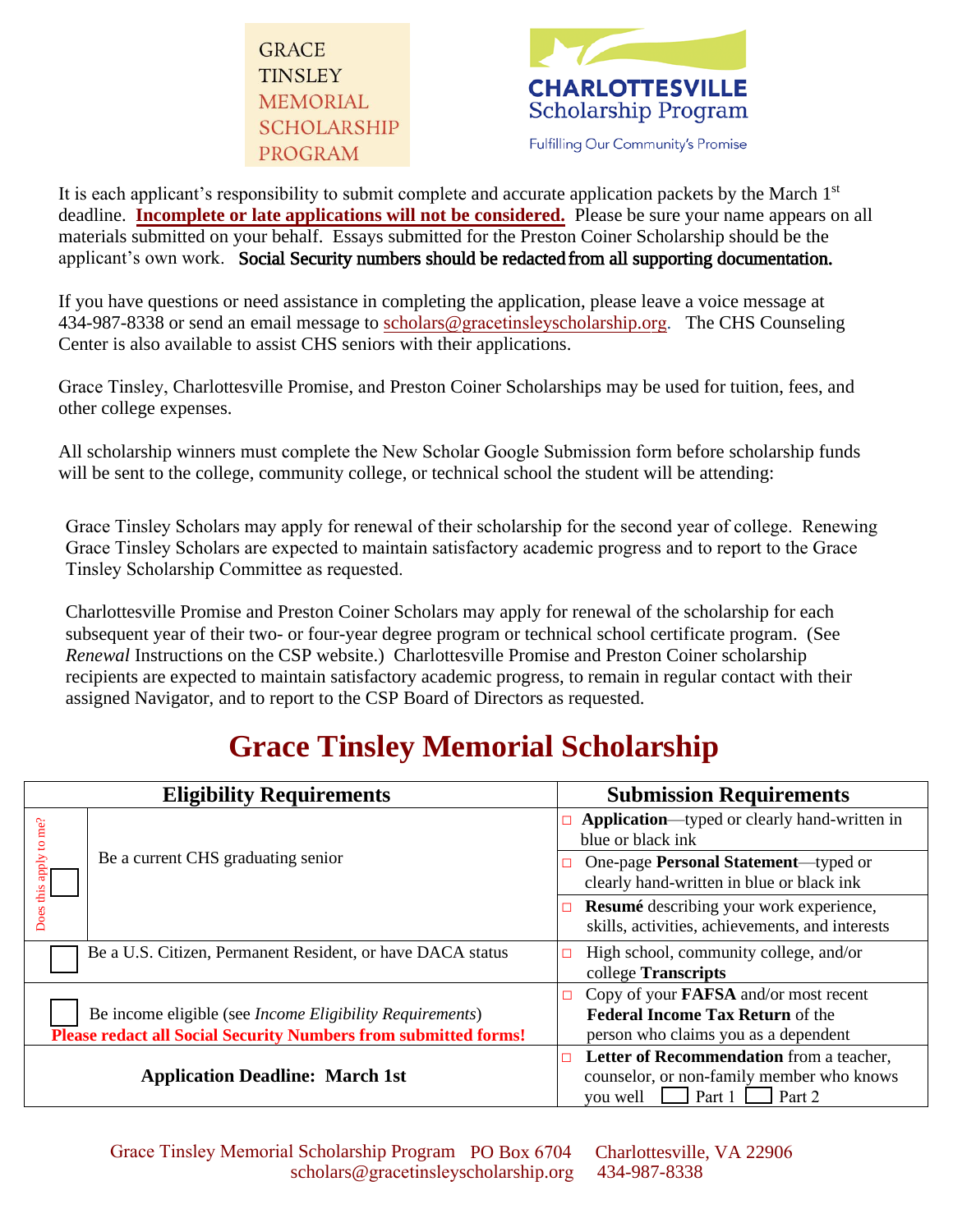GRACE TINSLEY MEMORIAL SCHOLARSHIP PROGRAM

CHARLOTTESVILLE Scholarship Program
Fulfilling Our Community's Promise

It is each applicant's responsibility to submit complete and accurate application packets by the March 1st deadline. **Incomplete or late applications will not be considered.** Please be sure your name appears on all materials submitted on your behalf. Essays submitted for the Preston Coiner Scholarship should be the applicant's own work. **Social Security numbers should be redacted from all supporting documentation.**

If you have questions or need assistance in completing the application, please leave a voice message at 434-987-8338 or send an email message to scholars@gracetinsleyscholarship.org. The CHS Counseling Center is also available to assist CHS seniors with their applications.

Grace Tinsley, Charlottesville Promise, and Preston Coiner Scholarships may be used for tuition, fees, and other college expenses.

All scholarship winners must complete the New Scholar Google Submission form before scholarship funds will be sent to the college, community college, or technical school the student will be attending:

Grace Tinsley Scholars may apply for renewal of their scholarship for the second year of college. Renewing Grace Tinsley Scholars are expected to maintain satisfactory academic progress and to report to the Grace Tinsley Scholarship Committee as requested.

Charlottesville Promise and Preston Coiner Scholars may apply for renewal of the scholarship for each subsequent year of their two- or four-year degree program or technical school certificate program. (See *Renewal* Instructions on the CSP website.) Charlottesville Promise and Preston Coiner scholarship recipients are expected to maintain satisfactory academic progress, to remain in regular contact with their assigned Navigator, and to report to the CSP Board of Directors as requested.

# Grace Tinsley Memorial Scholarship

| Eligibility Requirements | Submission Requirements |
|---|---|
| Does this apply to me? ☐ Be a current CHS graduating senior | ☐ **Application**—typed or clearly hand-written in blue or black ink |
| | ☐ One-page **Personal Statement**—typed or clearly hand-written in blue or black ink |
| | ☐ **Resumé** describing your work experience, skills, activities, achievements, and interests |
| ☐ Be a U.S. Citizen, Permanent Resident, or have DACA status | ☐ High school, community college, and/or college **Transcripts** |
| ☐ Be income eligible (see *Income Eligibility Requirements*) **Please redact all Social Security Numbers from submitted forms!** | ☐ Copy of your **FAFSA** and/or most recent **Federal Income Tax Return** of the person who claims you as a dependent |
| **Application Deadline: March 1st** | ☐ **Letter of Recommendation** from a teacher, counselor, or non-family member who knows you well ☐ Part 1 ☐ Part 2 |

Grace Tinsley Memorial Scholarship Program PO Box 6704 Charlottesville, VA 22906
scholars@gracetinsleyscholarship.org 434-987-8338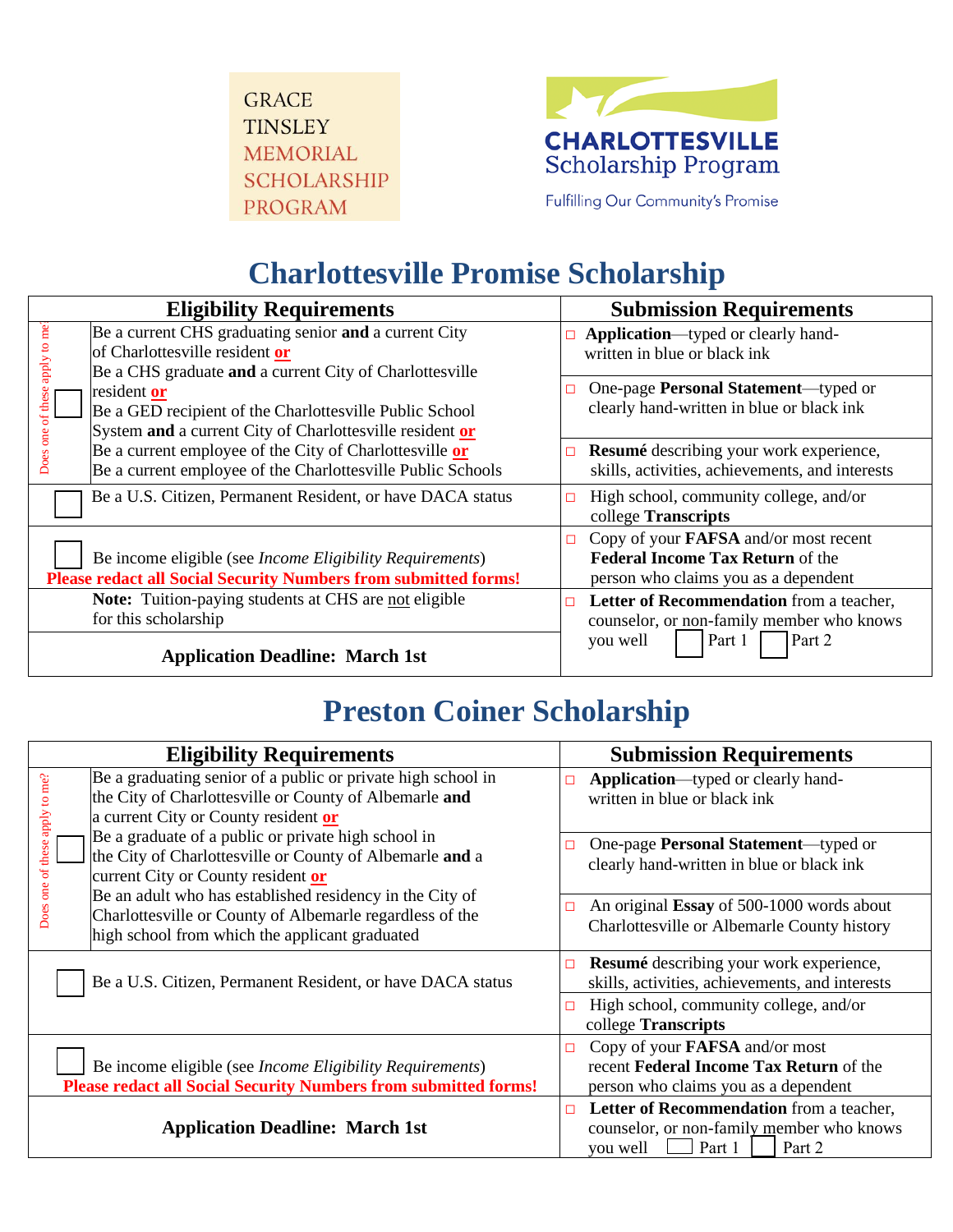GRACE TINSLEY MEMORIAL SCHOLARSHIP PROGRAM

CHARLOTTESVILLE Scholarship Program

Fulfilling Our Community's Promise

# Charlottesville Promise Scholarship

| Eligibility Requirements | | Submission Requirements |
|---|---|---|
| Does one of these apply to me? ☐ | Be a current CHS graduating senior **and** a current City of Charlottesville resident **or**<br>Be a CHS graduate **and** a current City of Charlottesville resident **or**<br>Be a GED recipient of the Charlottesville Public School System **and** a current City of Charlottesville resident **or**<br>Be a current employee of the City of Charlottesville **or**<br>Be a current employee of the Charlottesville Public Schools | ☐ **Application**—typed or clearly hand-written in blue or black ink<br>☐ One-page **Personal Statement**—typed or clearly hand-written in blue or black ink<br>☐ **Resumé** describing your work experience, skills, activities, achievements, and interests |
| ☐ | Be a U.S. Citizen, Permanent Resident, or have DACA status | ☐ High school, community college, and/or college **Transcripts** |
| ☐ | Be income eligible (see *Income Eligibility Requirements*)<br>**Please redact all Social Security Numbers from submitted forms!** | ☐ Copy of your **FAFSA** and/or most recent **Federal Income Tax Return** of the person who claims you as a dependent |
| | **Note:** Tuition-paying students at CHS are not eligible for this scholarship | ☐ **Letter of Recommendation** from a teacher, counselor, or non-family member who knows you well ☐ Part 1 ☐ Part 2 |
| | **Application Deadline: March 1st** | |

# Preston Coiner Scholarship

| Eligibility Requirements | | Submission Requirements |
|---|---|---|
| Does one of these apply to me? ☐ | Be a graduating senior of a public or private high school in the City of Charlottesville or County of Albemarle **and** a current City or County resident **or**<br>Be a graduate of a public or private high school in the City of Charlottesville or County of Albemarle **and** a current City or County resident **or**<br>Be an adult who has established residency in the City of Charlottesville or County of Albemarle regardless of the high school from which the applicant graduated | ☐ **Application**—typed or clearly hand-written in blue or black ink<br>☐ One-page **Personal Statement**—typed or clearly hand-written in blue or black ink<br>☐ An original **Essay** of 500-1000 words about Charlottesville or Albemarle County history |
| ☐ | Be a U.S. Citizen, Permanent Resident, or have DACA status | ☐ **Resumé** describing your work experience, skills, activities, achievements, and interests<br>☐ High school, community college, and/or college **Transcripts** |
| ☐ | Be income eligible (see *Income Eligibility Requirements*)<br>**Please redact all Social Security Numbers from submitted forms!** | ☐ Copy of your **FAFSA** and/or most recent **Federal Income Tax Return** of the person who claims you as a dependent |
| | **Application Deadline: March 1st** | ☐ **Letter of Recommendation** from a teacher, counselor, or non-family member who knows you well ☐ Part 1 ☐ Part 2 |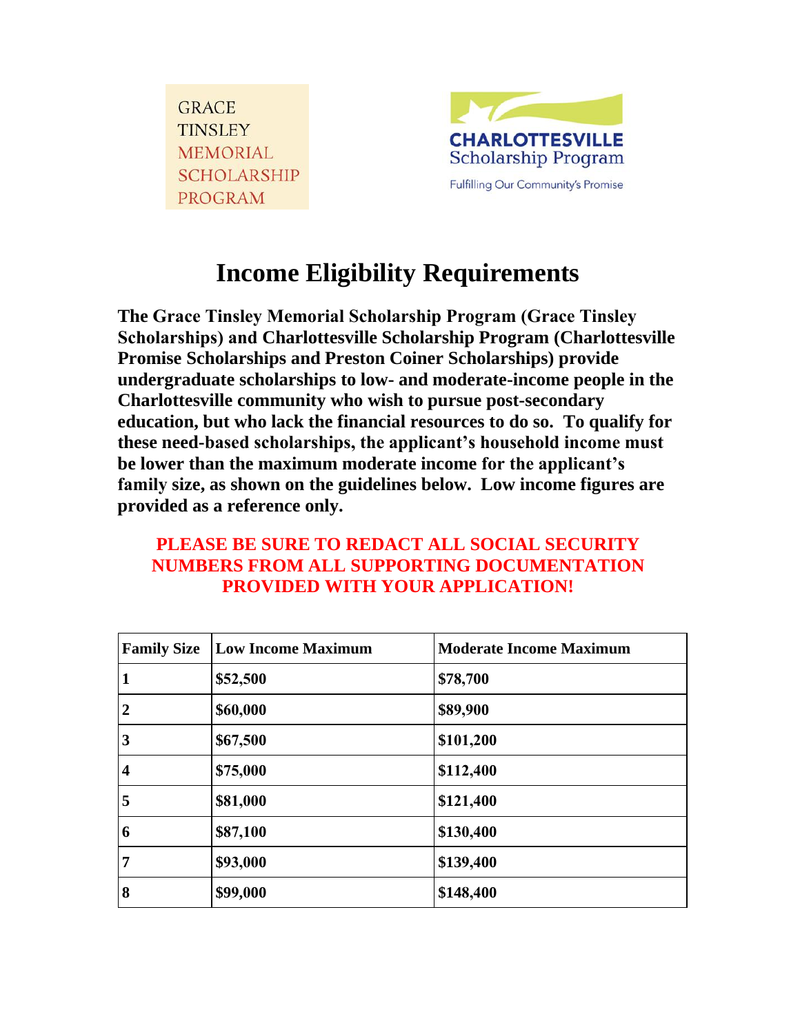GRACE TINSLEY MEMORIAL SCHOLARSHIP PROGRAM

CHARLOTTESVILLE Scholarship Program

Fulfilling Our Community's Promise

# Income Eligibility Requirements

**The Grace Tinsley Memorial Scholarship Program (Grace Tinsley Scholarships) and Charlottesville Scholarship Program (Charlottesville Promise Scholarships and Preston Coiner Scholarships) provide undergraduate scholarships to low- and moderate-income people in the Charlottesville community who wish to pursue post-secondary education, but who lack the financial resources to do so. To qualify for these need-based scholarships, the applicant's household income must be lower than the maximum moderate income for the applicant's family size, as shown on the guidelines below. Low income figures are provided as a reference only.**

**PLEASE BE SURE TO REDACT ALL SOCIAL SECURITY NUMBERS FROM ALL SUPPORTING DOCUMENTATION PROVIDED WITH YOUR APPLICATION!**

| Family Size | Low Income Maximum | Moderate Income Maximum |
|---|---|---|
| 1 | $52,500 | $78,700 |
| 2 | $60,000 | $89,900 |
| 3 | $67,500 | $101,200 |
| 4 | $75,000 | $112,400 |
| 5 | $81,000 | $121,400 |
| 6 | $87,100 | $130,400 |
| 7 | $93,000 | $139,400 |
| 8 | $99,000 | $148,400 |